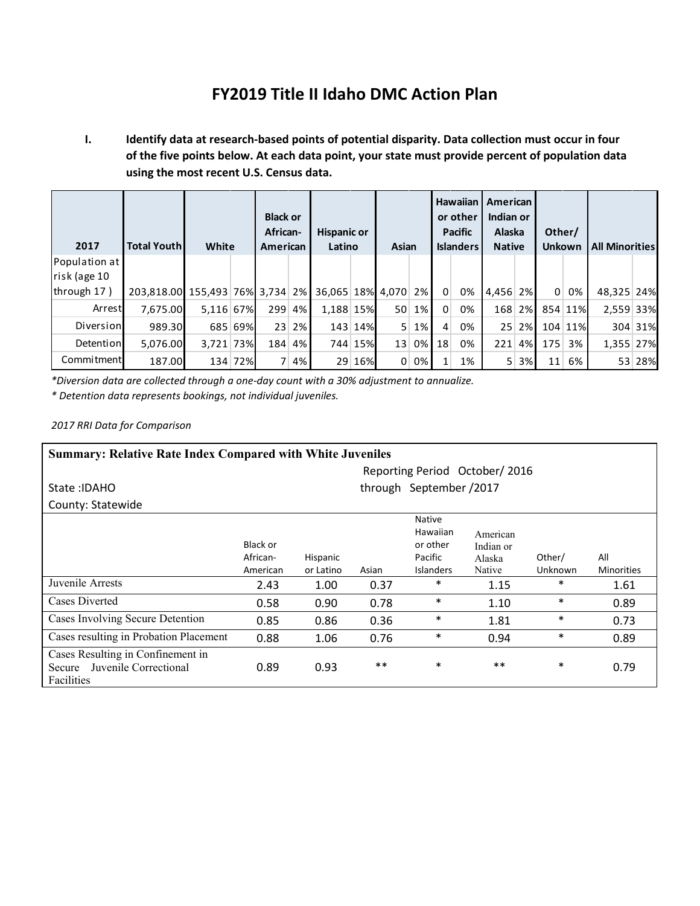# FY2019 Title II Idaho DMC Action Plan

**I. Identify data at research-based points of potential disparity. Data collection must occur in four of the five points below. At each data point, your state must provide percent of population data using the most recent U.S. Census data.**

| 2017 | Total Youth | White | | Black or African-American | | Hispanic or Latino | | Asian | | Hawaiian or other Pacific Islanders | | American Indian or Alaska Native | | Other/ Unkown | | All Minorities | |
|---|---|---|---|---|---|---|---|---|---|---|---|---|---|---|---|---|---|
| Population at risk (age 10 through 17 ) | 203,818.00 | 155,493 | 76% | 3,734 | 2% | 36,065 | 18% | 4,070 | 2% | 0 | 0% | 4,456 | 2% | 0 | 0% | 48,325 | 24% |
| Arrest | 7,675.00 | 5,116 | 67% | 299 | 4% | 1,188 | 15% | 50 | 1% | 0 | 0% | 168 | 2% | 854 | 11% | 2,559 | 33% |
| Diversion | 989.30 | 685 | 69% | 23 | 2% | 143 | 14% | 5 | 1% | 4 | 0% | 25 | 2% | 104 | 11% | 304 | 31% |
| Detention | 5,076.00 | 3,721 | 73% | 184 | 4% | 744 | 15% | 13 | 0% | 18 | 0% | 221 | 4% | 175 | 3% | 1,355 | 27% |
| Commitment | 187.00 | 134 | 72% | 7 | 4% | 29 | 16% | 0 | 0% | 1 | 1% | 5 | 3% | 11 | 6% | 53 | 28% |

*\*Diversion data are collected through a one-day count with a 30% adjustment to annualize.*

*\* Detention data represents bookings, not individual juveniles.*

*2017 RRI Data for Comparison*

**Summary: Relative Rate Index Compared with White Juveniles**

State :IDAHO

County: Statewide

Reporting Period October/ 2016 through September /2017

| | Black or African-American | Hispanic or Latino | Asian | Native Hawaiian or other Pacific Islanders | American Indian or Alaska Native | Other/ Unknown | All Minorities |
|---|---|---|---|---|---|---|---|
| Juvenile Arrests | 2.43 | 1.00 | 0.37 | * | 1.15 | * | 1.61 |
| Cases Diverted | 0.58 | 0.90 | 0.78 | * | 1.10 | * | 0.89 |
| Cases Involving Secure Detention | 0.85 | 0.86 | 0.36 | * | 1.81 | * | 0.73 |
| Cases resulting in Probation Placement | 0.88 | 1.06 | 0.76 | * | 0.94 | * | 0.89 |
| Cases Resulting in Confinement in Secure Juvenile Correctional Facilities | 0.89 | 0.93 | ** | * | ** | * | 0.79 |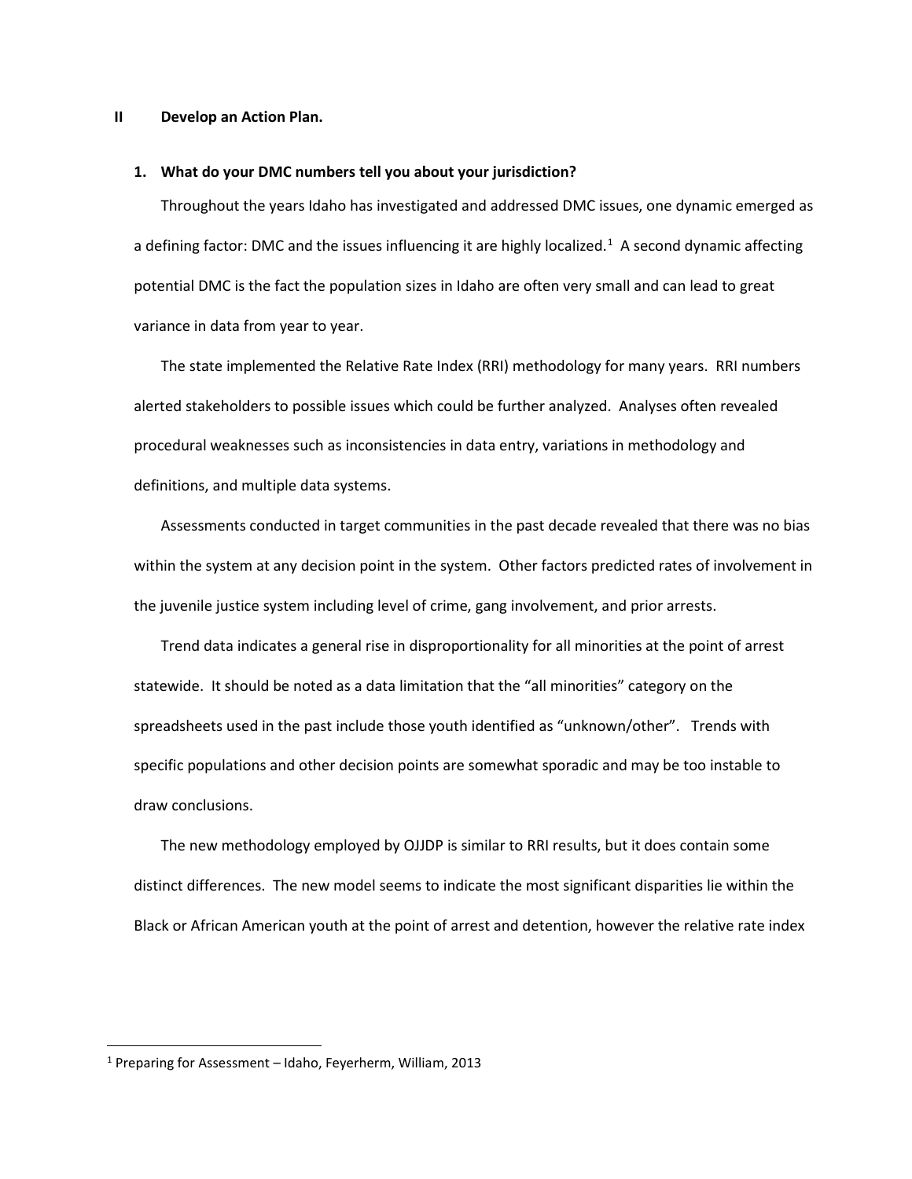## II Develop an Action Plan.

### 1. What do your DMC numbers tell you about your jurisdiction?

Throughout the years Idaho has investigated and addressed DMC issues, one dynamic emerged as a defining factor: DMC and the issues influencing it are highly localized.[1] A second dynamic affecting potential DMC is the fact the population sizes in Idaho are often very small and can lead to great variance in data from year to year.

The state implemented the Relative Rate Index (RRI) methodology for many years. RRI numbers alerted stakeholders to possible issues which could be further analyzed. Analyses often revealed procedural weaknesses such as inconsistencies in data entry, variations in methodology and definitions, and multiple data systems.

Assessments conducted in target communities in the past decade revealed that there was no bias within the system at any decision point in the system. Other factors predicted rates of involvement in the juvenile justice system including level of crime, gang involvement, and prior arrests.

Trend data indicates a general rise in disproportionality for all minorities at the point of arrest statewide. It should be noted as a data limitation that the "all minorities" category on the spreadsheets used in the past include those youth identified as "unknown/other". Trends with specific populations and other decision points are somewhat sporadic and may be too instable to draw conclusions.

The new methodology employed by OJJDP is similar to RRI results, but it does contain some distinct differences. The new model seems to indicate the most significant disparities lie within the Black or African American youth at the point of arrest and detention, however the relative rate index

---

[1] Preparing for Assessment – Idaho, Feyerherm, William, 2013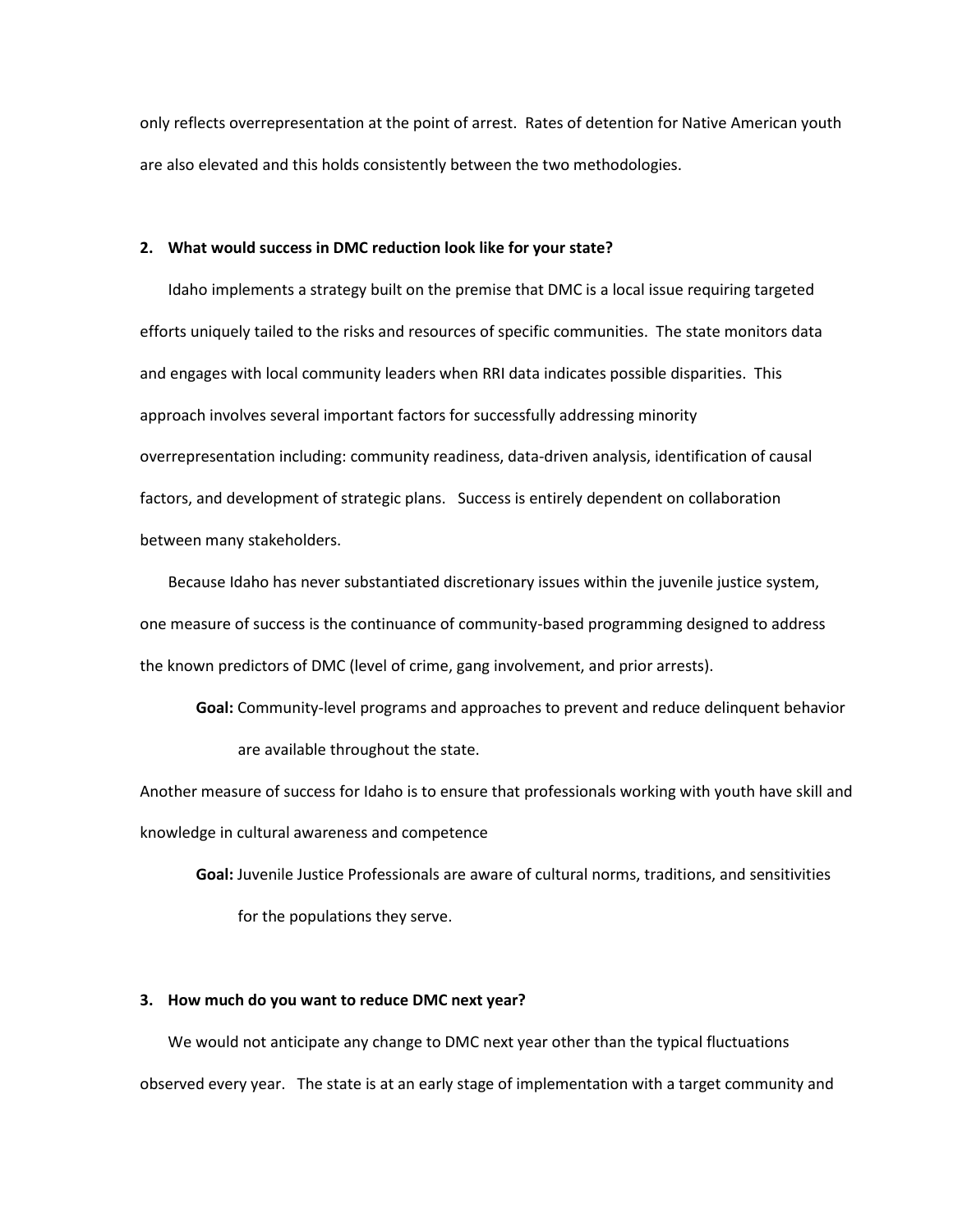only reflects overrepresentation at the point of arrest. Rates of detention for Native American youth are also elevated and this holds consistently between the two methodologies.

**2. What would success in DMC reduction look like for your state?**

Idaho implements a strategy built on the premise that DMC is a local issue requiring targeted efforts uniquely tailed to the risks and resources of specific communities. The state monitors data and engages with local community leaders when RRI data indicates possible disparities. This approach involves several important factors for successfully addressing minority overrepresentation including: community readiness, data-driven analysis, identification of causal factors, and development of strategic plans. Success is entirely dependent on collaboration between many stakeholders.

Because Idaho has never substantiated discretionary issues within the juvenile justice system, one measure of success is the continuance of community-based programming designed to address the known predictors of DMC (level of crime, gang involvement, and prior arrests).

> **Goal:** Community-level programs and approaches to prevent and reduce delinquent behavior are available throughout the state.

Another measure of success for Idaho is to ensure that professionals working with youth have skill and knowledge in cultural awareness and competence

> **Goal:** Juvenile Justice Professionals are aware of cultural norms, traditions, and sensitivities for the populations they serve.

**3. How much do you want to reduce DMC next year?**

We would not anticipate any change to DMC next year other than the typical fluctuations observed every year. The state is at an early stage of implementation with a target community and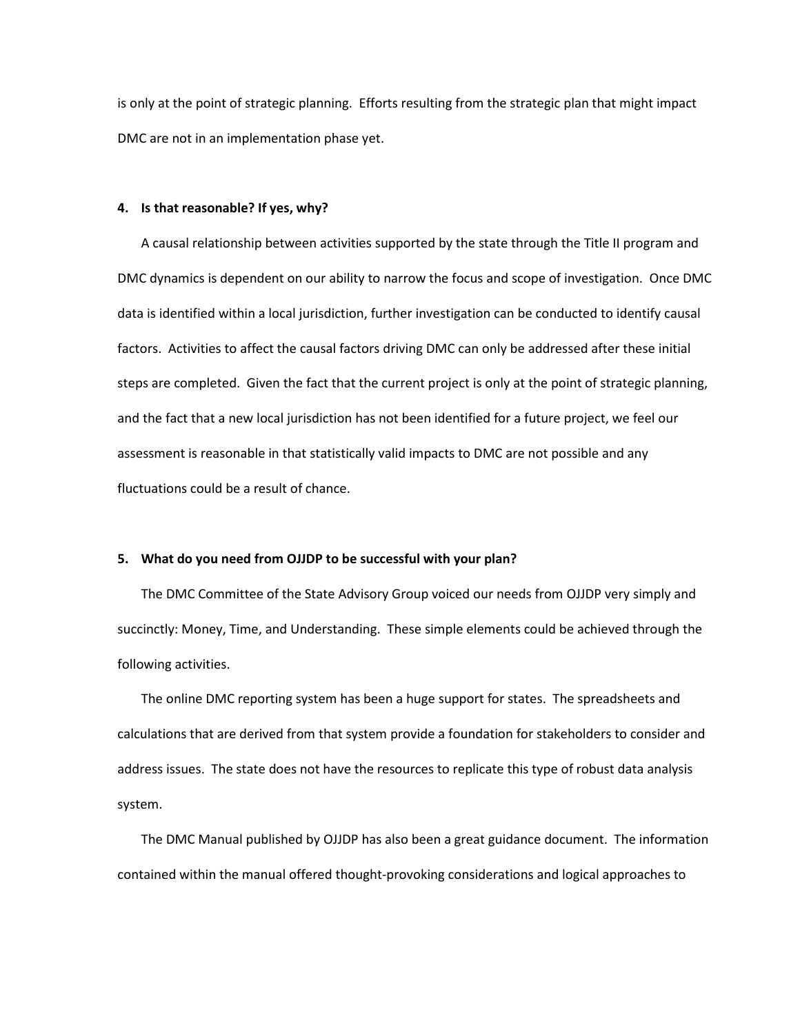is only at the point of strategic planning. Efforts resulting from the strategic plan that might impact DMC are not in an implementation phase yet.

**4. Is that reasonable? If yes, why?**

A causal relationship between activities supported by the state through the Title II program and DMC dynamics is dependent on our ability to narrow the focus and scope of investigation. Once DMC data is identified within a local jurisdiction, further investigation can be conducted to identify causal factors. Activities to affect the causal factors driving DMC can only be addressed after these initial steps are completed. Given the fact that the current project is only at the point of strategic planning, and the fact that a new local jurisdiction has not been identified for a future project, we feel our assessment is reasonable in that statistically valid impacts to DMC are not possible and any fluctuations could be a result of chance.

**5. What do you need from OJJDP to be successful with your plan?**

The DMC Committee of the State Advisory Group voiced our needs from OJJDP very simply and succinctly: Money, Time, and Understanding. These simple elements could be achieved through the following activities.

The online DMC reporting system has been a huge support for states. The spreadsheets and calculations that are derived from that system provide a foundation for stakeholders to consider and address issues. The state does not have the resources to replicate this type of robust data analysis system.

The DMC Manual published by OJJDP has also been a great guidance document. The information contained within the manual offered thought-provoking considerations and logical approaches to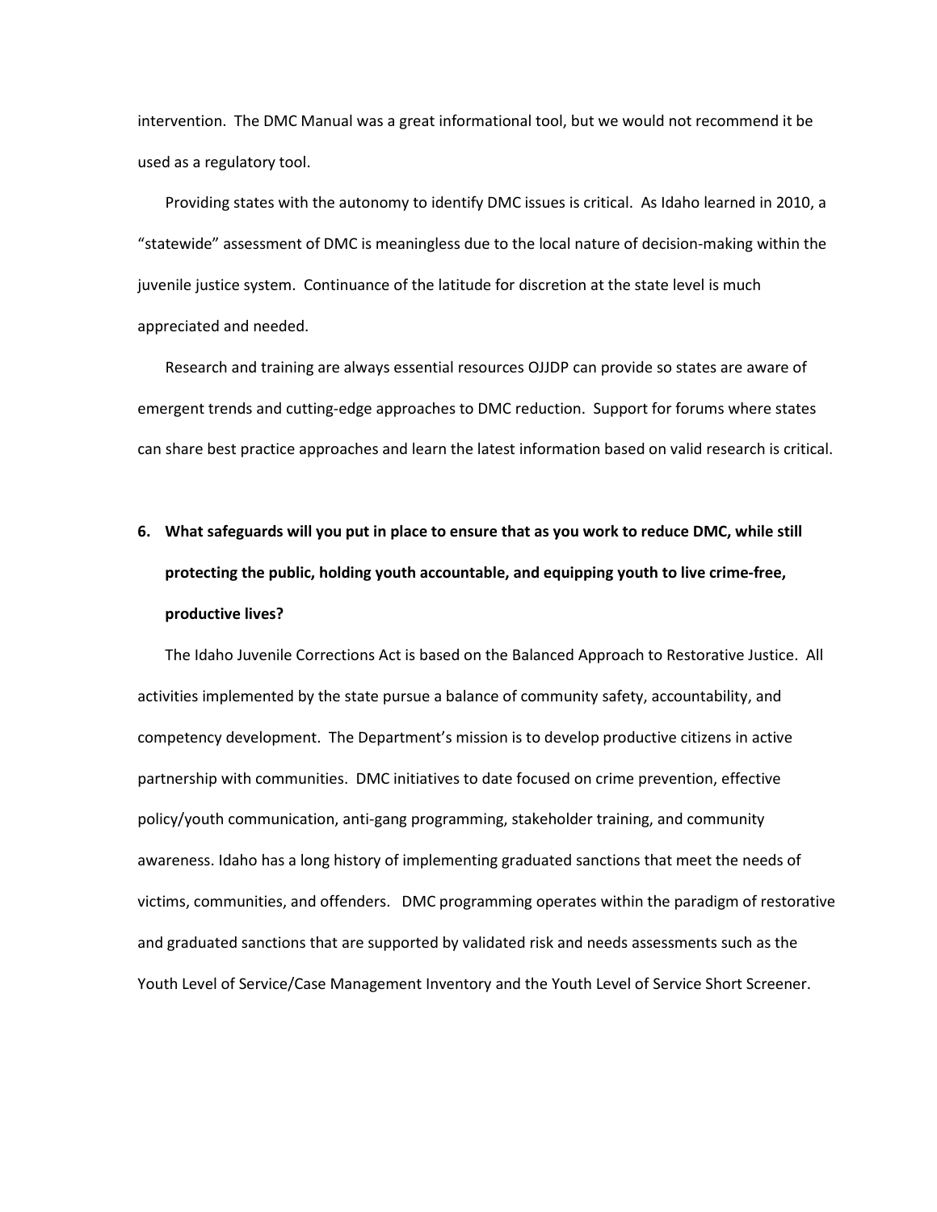intervention. The DMC Manual was a great informational tool, but we would not recommend it be used as a regulatory tool.

Providing states with the autonomy to identify DMC issues is critical. As Idaho learned in 2010, a "statewide" assessment of DMC is meaningless due to the local nature of decision-making within the juvenile justice system. Continuance of the latitude for discretion at the state level is much appreciated and needed.

Research and training are always essential resources OJJDP can provide so states are aware of emergent trends and cutting-edge approaches to DMC reduction. Support for forums where states can share best practice approaches and learn the latest information based on valid research is critical.

**6. What safeguards will you put in place to ensure that as you work to reduce DMC, while still protecting the public, holding youth accountable, and equipping youth to live crime-free, productive lives?**

The Idaho Juvenile Corrections Act is based on the Balanced Approach to Restorative Justice. All activities implemented by the state pursue a balance of community safety, accountability, and competency development. The Department's mission is to develop productive citizens in active partnership with communities. DMC initiatives to date focused on crime prevention, effective policy/youth communication, anti-gang programming, stakeholder training, and community awareness. Idaho has a long history of implementing graduated sanctions that meet the needs of victims, communities, and offenders. DMC programming operates within the paradigm of restorative and graduated sanctions that are supported by validated risk and needs assessments such as the Youth Level of Service/Case Management Inventory and the Youth Level of Service Short Screener.